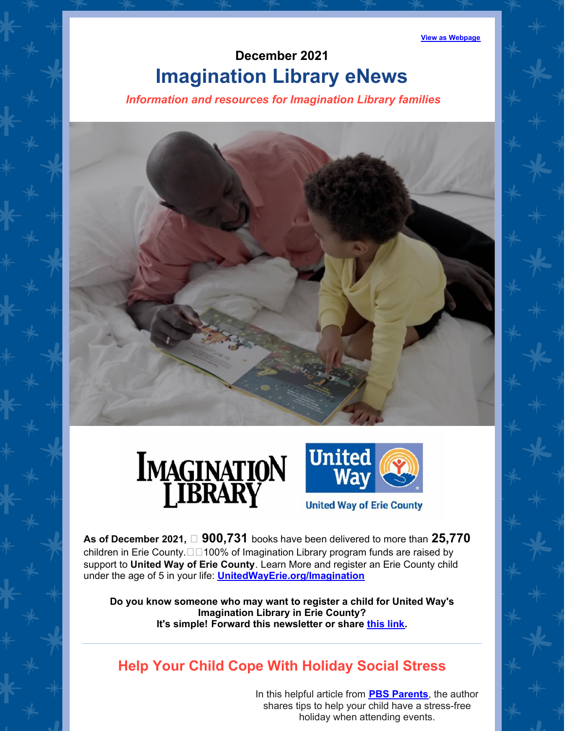View as Webpage

**December 2021**

# Imagination Library eNews

***Information and resources for Imagination Library families***

**As of December 2021,** **900,731** books have been delivered to more than **25,770** children in Erie County. 100% of Imagination Library program funds are raised by support to **United Way of Erie County**. Learn More and register an Erie County child under the age of 5 in your life: **UnitedWayErie.org/Imagination**

**Do you know someone who may want to register a child for United Way's Imagination Library in Erie County?**
**It's simple! Forward this newsletter or share this link.**

---

## Help Your Child Cope With Holiday Social Stress

In this helpful article from **PBS Parents**, the author shares tips to help your child have a stress-free holiday when attending events.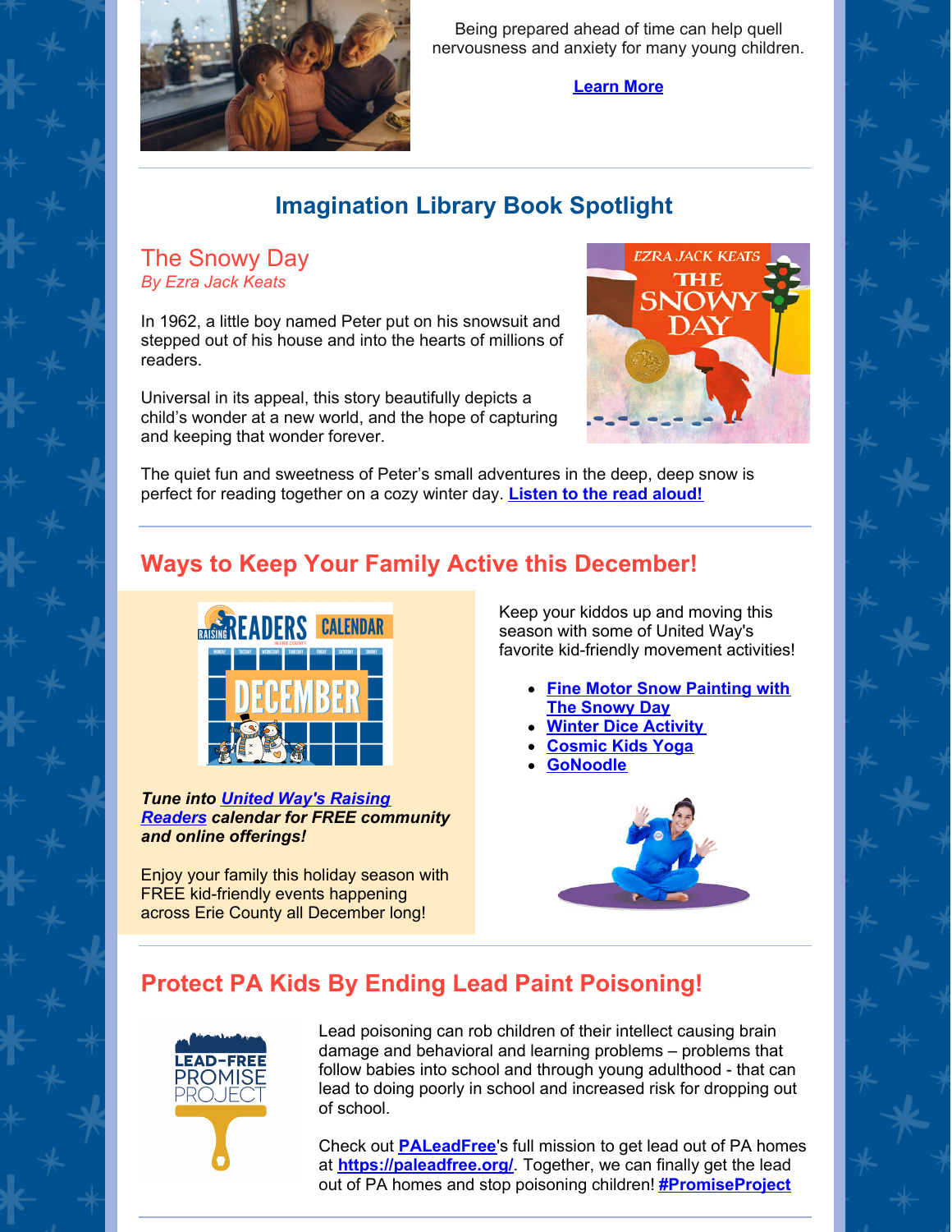Being prepared ahead of time can help quell nervousness and anxiety for many young children.

**Learn More**

## Imagination Library Book Spotlight

### The Snowy Day
*By Ezra Jack Keats*

In 1962, a little boy named Peter put on his snowsuit and stepped out of his house and into the hearts of millions of readers.

Universal in its appeal, this story beautifully depicts a child's wonder at a new world, and the hope of capturing and keeping that wonder forever.

The quiet fun and sweetness of Peter's small adventures in the deep, deep snow is perfect for reading together on a cozy winter day. **Listen to the read aloud!**

## Ways to Keep Your Family Active this December!

***Tune into United Way's Raising Readers calendar for FREE community and online offerings!***

Enjoy your family this holiday season with FREE kid-friendly events happening across Erie County all December long!

Keep your kiddos up and moving this season with some of United Way's favorite kid-friendly movement activities!

- **Fine Motor Snow Painting with The Snowy Day**
- **Winter Dice Activity**
- **Cosmic Kids Yoga**
- **GoNoodle**

## Protect PA Kids By Ending Lead Paint Poisoning!

Lead poisoning can rob children of their intellect causing brain damage and behavioral and learning problems – problems that follow babies into school and through young adulthood - that can lead to doing poorly in school and increased risk for dropping out of school.

Check out **PALeadFree**'s full mission to get lead out of PA homes at **https://paleadfree.org/**. Together, we can finally get the lead out of PA homes and stop poisoning children! **#PromiseProject**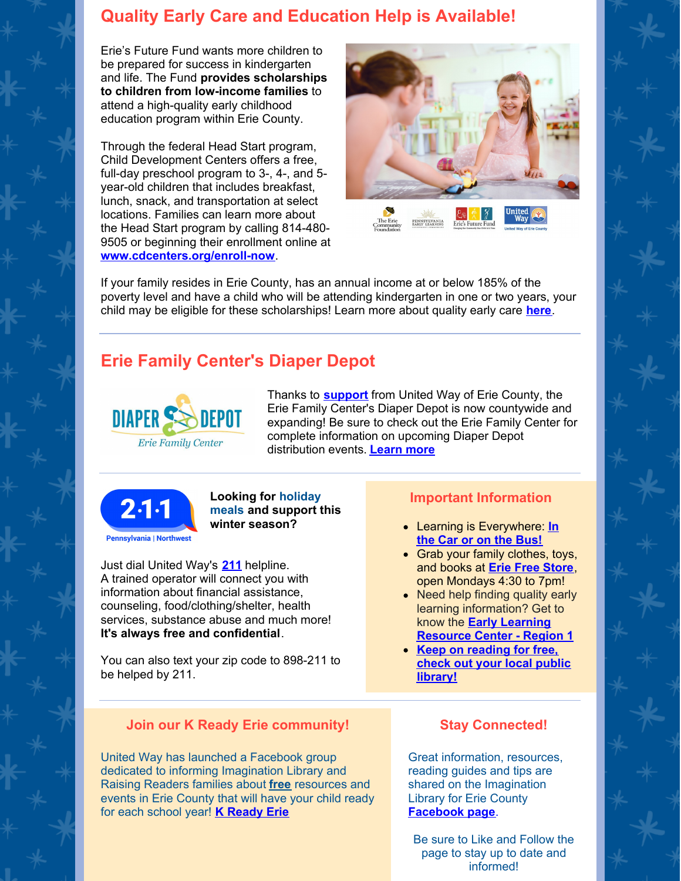## Quality Early Care and Education Help is Available!

Erie's Future Fund wants more children to be prepared for success in kindergarten and life. The Fund **provides scholarships to children from low-income families** to attend a high-quality early childhood education program within Erie County.

Through the federal Head Start program, Child Development Centers offers a free, full-day preschool program to 3-, 4-, and 5-year-old children that includes breakfast, lunch, snack, and transportation at select locations. Families can learn more about the Head Start program by calling 814-480-9505 or beginning their enrollment online at **www.cdcenters.org/enroll-now**.

If your family resides in Erie County, has an annual income at or below 185% of the poverty level and have a child who will be attending kindergarten in one or two years, your child may be eligible for these scholarships! Learn more about quality early care **here**.

## Erie Family Center's Diaper Depot

Thanks to **support** from United Way of Erie County, the Erie Family Center's Diaper Depot is now countywide and expanding! Be sure to check out the Erie Family Center for complete information on upcoming Diaper Depot distribution events. **Learn more**

**Looking for holiday meals and support this winter season?**

Just dial United Way's **211** helpline.
A trained operator will connect you with information about financial assistance, counseling, food/clothing/shelter, health services, substance abuse and much more! **It's always free and confidential**.

You can also text your zip code to 898-211 to be helped by 211.

### Important Information

- Learning is Everywhere: **In the Car or on the Bus!**
- Grab your family clothes, toys, and books at **Erie Free Store**, open Mondays 4:30 to 7pm!
- Need help finding quality early learning information? Get to know the **Early Learning Resource Center - Region 1**
- **Keep on reading for free, check out your local public library!**

### Join our K Ready Erie community!

United Way has launched a Facebook group dedicated to informing Imagination Library and Raising Readers families about **free** resources and events in Erie County that will have your child ready for each school year! **K Ready Erie**

### Stay Connected!

Great information, resources, reading guides and tips are shared on the Imagination Library for Erie County **Facebook page**.

Be sure to Like and Follow the page to stay up to date and informed!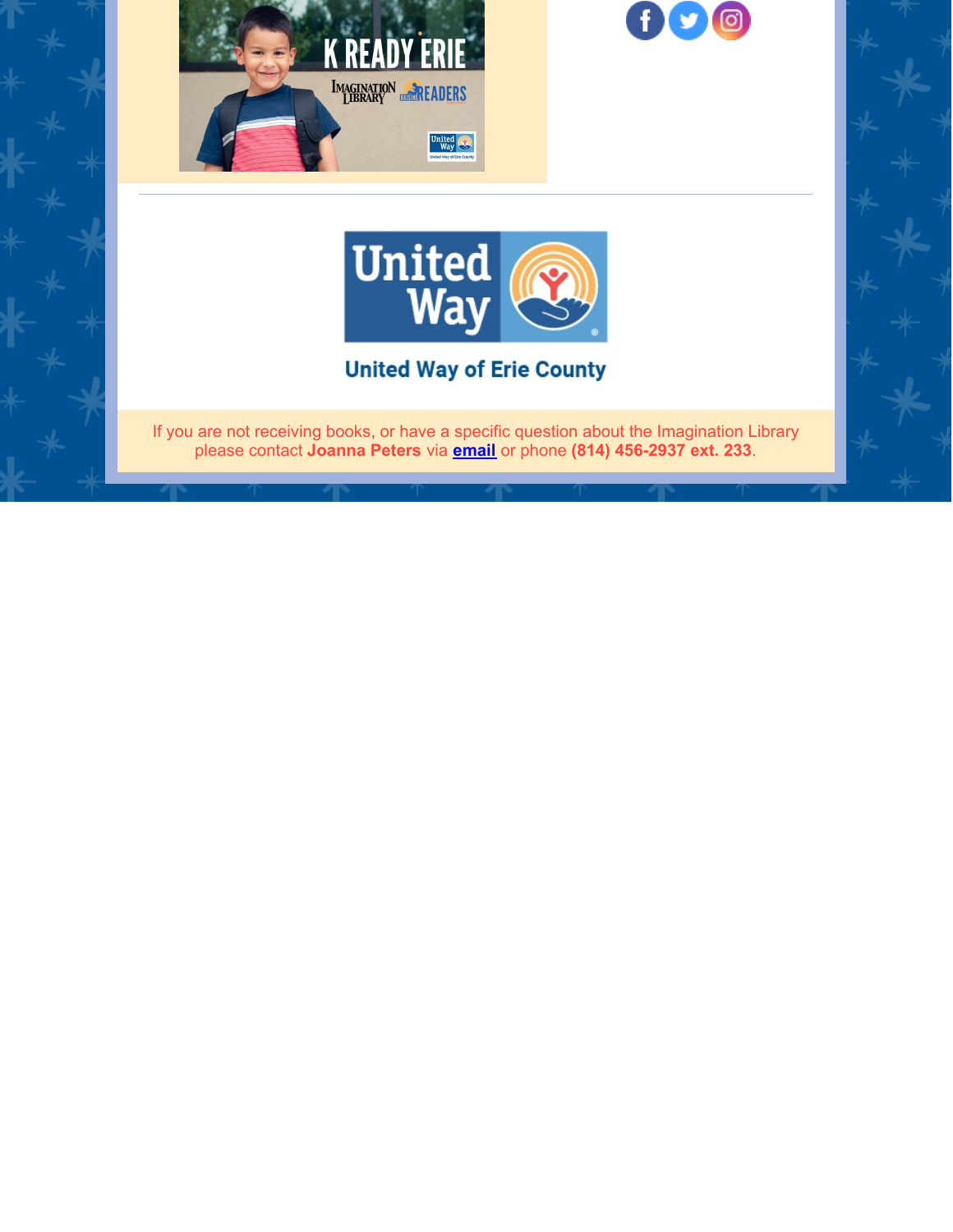If you are not receiving books, or have a specific question about the Imagination Library please contact **Joanna Peters** via **email** or phone **(814) 456-2937 ext. 233**.